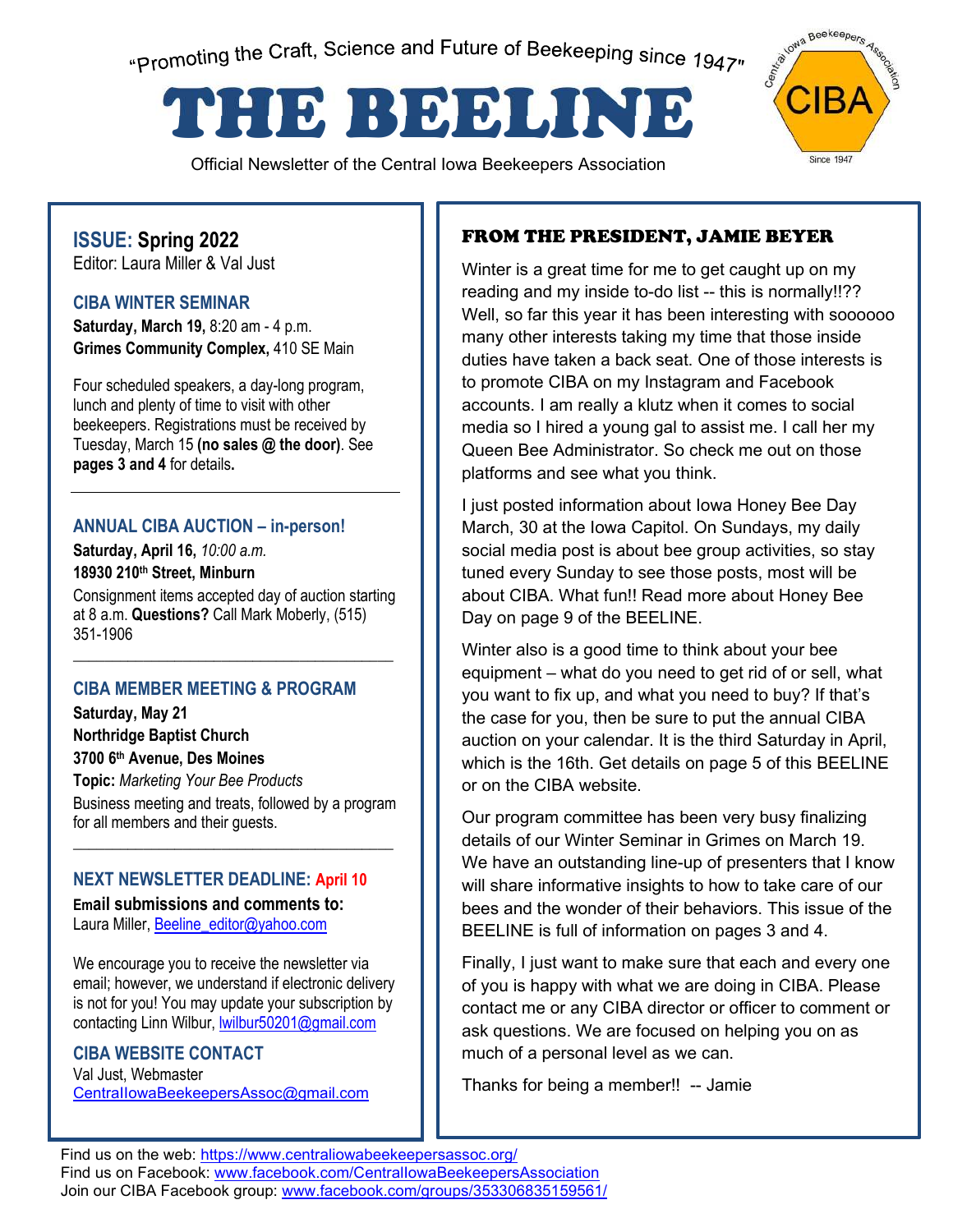"Promoting the Craft, Science and Future of Beekeeping since 1947"

# THE BEELINE

Official Newsletter of the Central Iowa Beekeepers Association

**ISSUE: Spring 2022**
Editor: Laura Miller & Val Just

### CIBA WINTER SEMINAR

**Saturday, March 19,** 8:20 am - 4 p.m.
**Grimes Community Complex,** 410 SE Main

Four scheduled speakers, a day-long program, lunch and plenty of time to visit with other beekeepers. Registrations must be received by Tuesday, March 15 **(no sales @ the door)**. See **pages 3 and 4** for details**.**

### ANNUAL CIBA AUCTION – in-person!

**Saturday, April 16,** *10:00 a.m.*
**18930 210th Street, Minburn**

Consignment items accepted day of auction starting at 8 a.m. **Questions?** Call Mark Moberly, (515) 351-1906

### CIBA MEMBER MEETING & PROGRAM

**Saturday, May 21**
**Northridge Baptist Church**
**3700 6th Avenue, Des Moines**
**Topic:** *Marketing Your Bee Products*

Business meeting and treats, followed by a program for all members and their guests.

### NEXT NEWSLETTER DEADLINE: April 10

**Email submissions and comments to:**
Laura Miller, Beeline_editor@yahoo.com

We encourage you to receive the newsletter via email; however, we understand if electronic delivery is not for you! You may update your subscription by contacting Linn Wilbur, lwilbur50201@gmail.com

### CIBA WEBSITE CONTACT

Val Just, Webmaster
CentralIowaBeekeepersAssoc@gmail.com

## FROM THE PRESIDENT, JAMIE BEYER

Winter is a great time for me to get caught up on my reading and my inside to-do list -- this is normally!!?? Well, so far this year it has been interesting with soooooo many other interests taking my time that those inside duties have taken a back seat. One of those interests is to promote CIBA on my Instagram and Facebook accounts. I am really a klutz when it comes to social media so I hired a young gal to assist me. I call her my Queen Bee Administrator. So check me out on those platforms and see what you think.

I just posted information about Iowa Honey Bee Day March, 30 at the Iowa Capitol. On Sundays, my daily social media post is about bee group activities, so stay tuned every Sunday to see those posts, most will be about CIBA. What fun!! Read more about Honey Bee Day on page 9 of the BEELINE.

Winter also is a good time to think about your bee equipment – what do you need to get rid of or sell, what you want to fix up, and what you need to buy? If that's the case for you, then be sure to put the annual CIBA auction on your calendar. It is the third Saturday in April, which is the 16th. Get details on page 5 of this BEELINE or on the CIBA website.

Our program committee has been very busy finalizing details of our Winter Seminar in Grimes on March 19. We have an outstanding line-up of presenters that I know will share informative insights to how to take care of our bees and the wonder of their behaviors. This issue of the BEELINE is full of information on pages 3 and 4.

Finally, I just want to make sure that each and every one of you is happy with what we are doing in CIBA. Please contact me or any CIBA director or officer to comment or ask questions. We are focused on helping you on as much of a personal level as we can.

Thanks for being a member!! -- Jamie

Find us on the web: https://www.centraliowabeekeepersassoc.org/
Find us on Facebook: www.facebook.com/CentralIowaBeekeepersAssociation
Join our CIBA Facebook group: www.facebook.com/groups/353306835159561/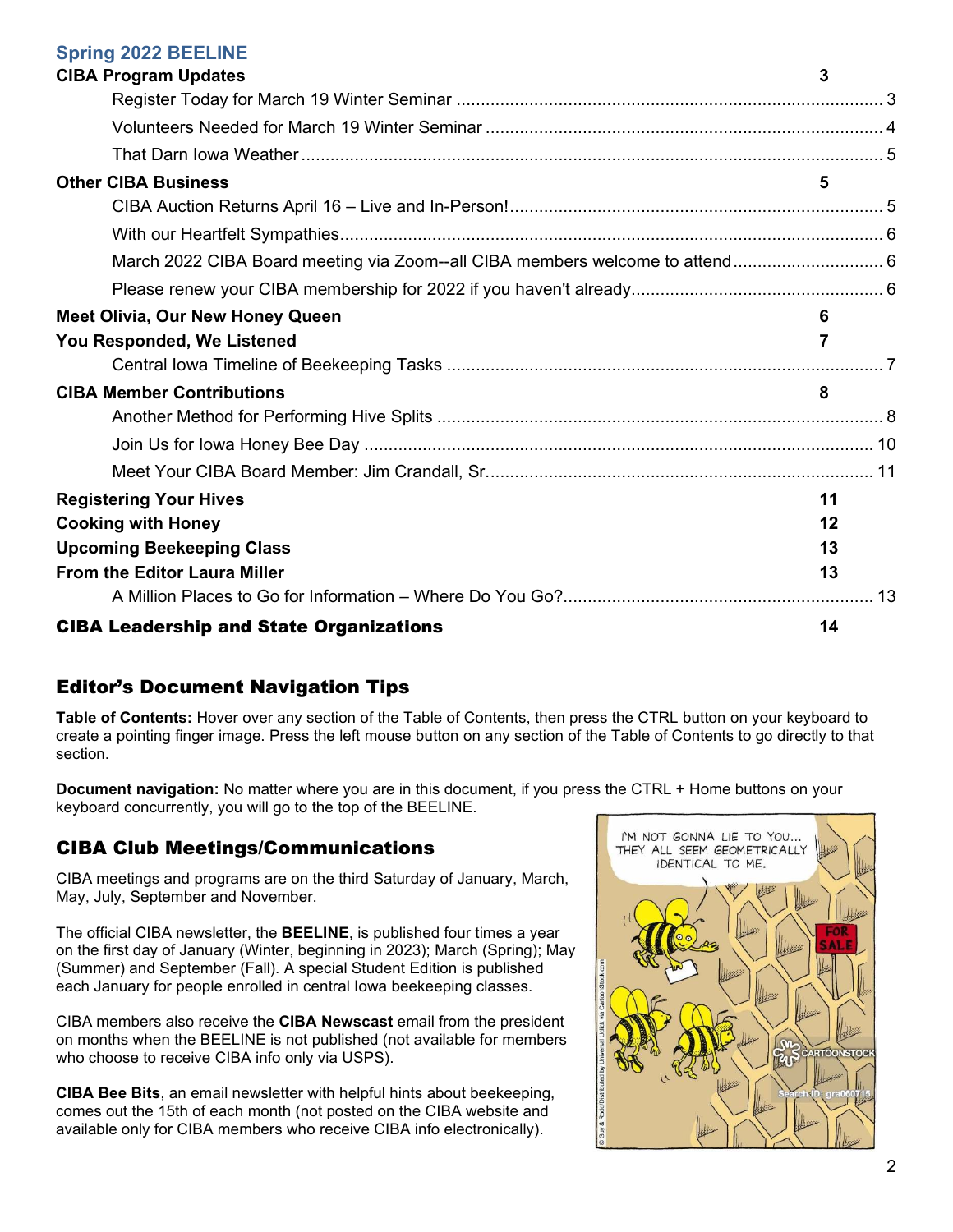## Spring 2022 BEELINE

**CIBA Program Updates** 3

- Register Today for March 19 Winter Seminar ... 3
- Volunteers Needed for March 19 Winter Seminar ... 4
- That Darn Iowa Weather ... 5

**Other CIBA Business** 5

- CIBA Auction Returns April 16 – Live and In-Person! ... 5
- With our Heartfelt Sympathies ... 6
- March 2022 CIBA Board meeting via Zoom--all CIBA members welcome to attend ... 6
- Please renew your CIBA membership for 2022 if you haven't already ... 6

**Meet Olivia, Our New Honey Queen** 6

**You Responded, We Listened** 7

- Central Iowa Timeline of Beekeeping Tasks ... 7

**CIBA Member Contributions** 8

- Another Method for Performing Hive Splits ... 8
- Join Us for Iowa Honey Bee Day ... 10
- Meet Your CIBA Board Member: Jim Crandall, Sr. ... 11

**Registering Your Hives** 11

**Cooking with Honey** 12

**Upcoming Beekeeping Class** 13

**From the Editor Laura Miller** 13

- A Million Places to Go for Information – Where Do You Go? ... 13

**CIBA Leadership and State Organizations** 14

## Editor's Document Navigation Tips

**Table of Contents:** Hover over any section of the Table of Contents, then press the CTRL button on your keyboard to create a pointing finger image. Press the left mouse button on any section of the Table of Contents to go directly to that section.

**Document navigation:** No matter where you are in this document, if you press the CTRL + Home buttons on your keyboard concurrently, you will go to the top of the BEELINE.

## CIBA Club Meetings/Communications

CIBA meetings and programs are on the third Saturday of January, March, May, July, September and November.

The official CIBA newsletter, the **BEELINE**, is published four times a year on the first day of January (Winter, beginning in 2023); March (Spring); May (Summer) and September (Fall). A special Student Edition is published each January for people enrolled in central Iowa beekeeping classes.

CIBA members also receive the **CIBA Newscast** email from the president on months when the BEELINE is not published (not available for members who choose to receive CIBA info only via USPS).

**CIBA Bee Bits**, an email newsletter with helpful hints about beekeeping, comes out the 15th of each month (not posted on the CIBA website and available only for CIBA members who receive CIBA info electronically).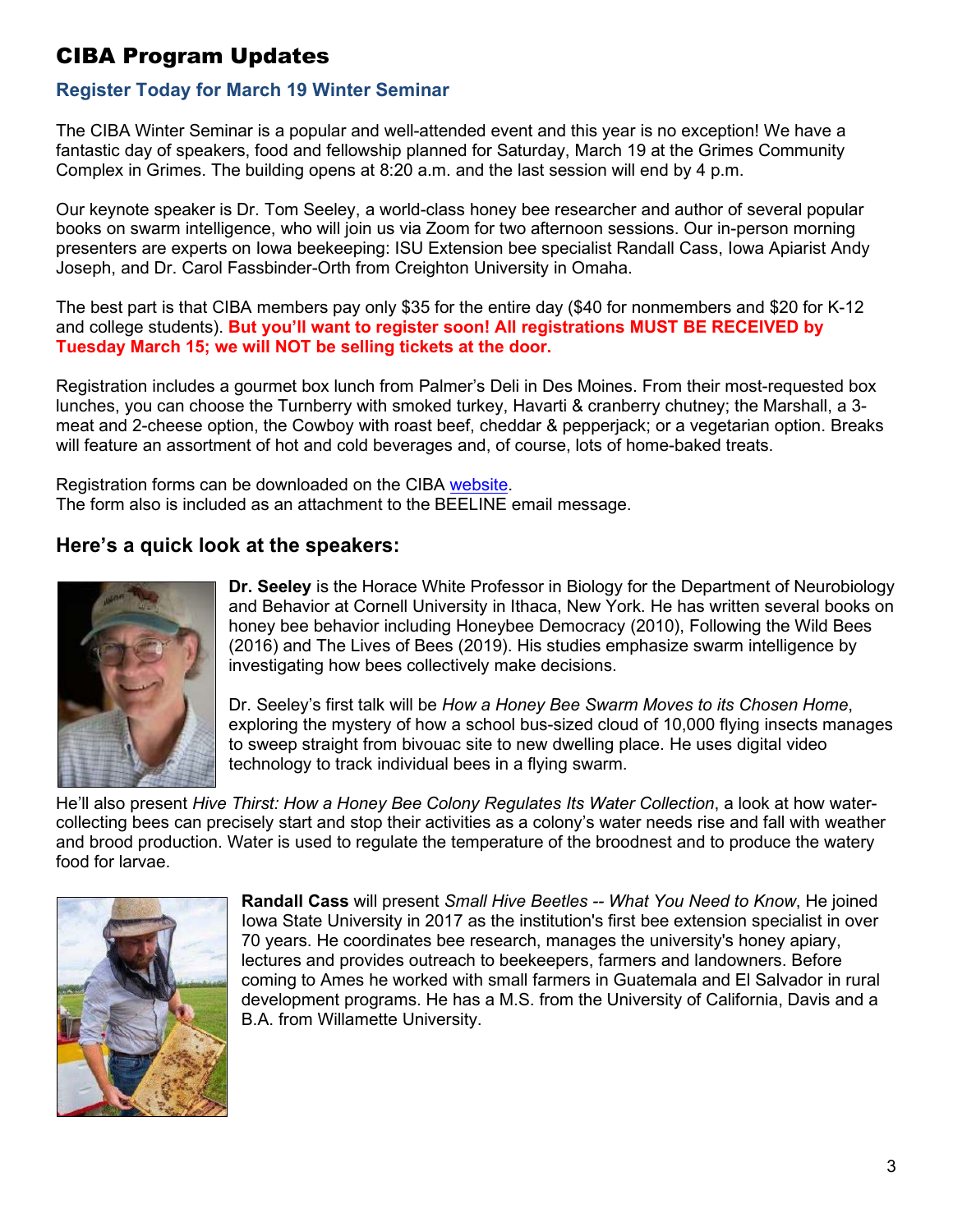# CIBA Program Updates

## Register Today for March 19 Winter Seminar

The CIBA Winter Seminar is a popular and well-attended event and this year is no exception! We have a fantastic day of speakers, food and fellowship planned for Saturday, March 19 at the Grimes Community Complex in Grimes. The building opens at 8:20 a.m. and the last session will end by 4 p.m.

Our keynote speaker is Dr. Tom Seeley, a world-class honey bee researcher and author of several popular books on swarm intelligence, who will join us via Zoom for two afternoon sessions. Our in-person morning presenters are experts on Iowa beekeeping: ISU Extension bee specialist Randall Cass, Iowa Apiarist Andy Joseph, and Dr. Carol Fassbinder-Orth from Creighton University in Omaha.

The best part is that CIBA members pay only $35 for the entire day ($40 for nonmembers and $20 for K-12 and college students). **But you'll want to register soon! All registrations MUST BE RECEIVED by Tuesday March 15; we will NOT be selling tickets at the door.**

Registration includes a gourmet box lunch from Palmer's Deli in Des Moines. From their most-requested box lunches, you can choose the Turnberry with smoked turkey, Havarti & cranberry chutney; the Marshall, a 3-meat and 2-cheese option, the Cowboy with roast beef, cheddar & pepperjack; or a vegetarian option. Breaks will feature an assortment of hot and cold beverages and, of course, lots of home-baked treats.

Registration forms can be downloaded on the CIBA website.
The form also is included as an attachment to the BEELINE email message.

### Here's a quick look at the speakers:

**Dr. Seeley** is the Horace White Professor in Biology for the Department of Neurobiology and Behavior at Cornell University in Ithaca, New York. He has written several books on honey bee behavior including Honeybee Democracy (2010), Following the Wild Bees (2016) and The Lives of Bees (2019). His studies emphasize swarm intelligence by investigating how bees collectively make decisions.

Dr. Seeley's first talk will be *How a Honey Bee Swarm Moves to its Chosen Home*, exploring the mystery of how a school bus-sized cloud of 10,000 flying insects manages to sweep straight from bivouac site to new dwelling place. He uses digital video technology to track individual bees in a flying swarm.

He'll also present *Hive Thirst: How a Honey Bee Colony Regulates Its Water Collection*, a look at how water-collecting bees can precisely start and stop their activities as a colony's water needs rise and fall with weather and brood production. Water is used to regulate the temperature of the broodnest and to produce the watery food for larvae.

**Randall Cass** will present *Small Hive Beetles -- What You Need to Know*, He joined Iowa State University in 2017 as the institution's first bee extension specialist in over 70 years. He coordinates bee research, manages the university's honey apiary, lectures and provides outreach to beekeepers, farmers and landowners. Before coming to Ames he worked with small farmers in Guatemala and El Salvador in rural development programs. He has a M.S. from the University of California, Davis and a B.A. from Willamette University.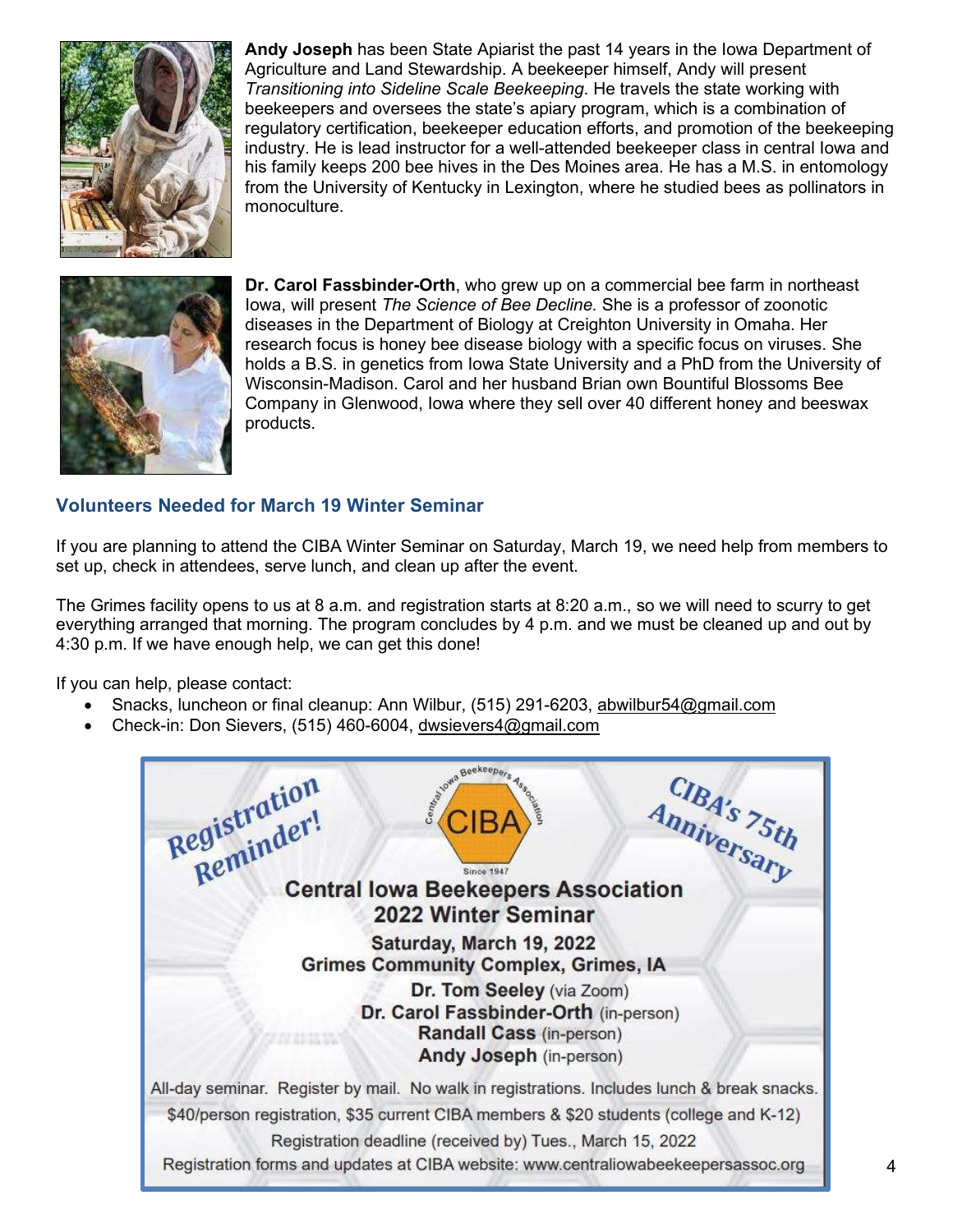**Andy Joseph** has been State Apiarist the past 14 years in the Iowa Department of Agriculture and Land Stewardship. A beekeeper himself, Andy will present *Transitioning into Sideline Scale Beekeeping*. He travels the state working with beekeepers and oversees the state's apiary program, which is a combination of regulatory certification, beekeeper education efforts, and promotion of the beekeeping industry. He is lead instructor for a well-attended beekeeper class in central Iowa and his family keeps 200 bee hives in the Des Moines area. He has a M.S. in entomology from the University of Kentucky in Lexington, where he studied bees as pollinators in monoculture.

**Dr. Carol Fassbinder-Orth**, who grew up on a commercial bee farm in northeast Iowa, will present *The Science of Bee Decline.* She is a professor of zoonotic diseases in the Department of Biology at Creighton University in Omaha. Her research focus is honey bee disease biology with a specific focus on viruses. She holds a B.S. in genetics from Iowa State University and a PhD from the University of Wisconsin-Madison. Carol and her husband Brian own Bountiful Blossoms Bee Company in Glenwood, Iowa where they sell over 40 different honey and beeswax products.

## Volunteers Needed for March 19 Winter Seminar

If you are planning to attend the CIBA Winter Seminar on Saturday, March 19, we need help from members to set up, check in attendees, serve lunch, and clean up after the event.

The Grimes facility opens to us at 8 a.m. and registration starts at 8:20 a.m., so we will need to scurry to get everything arranged that morning. The program concludes by 4 p.m. and we must be cleaned up and out by 4:30 p.m. If we have enough help, we can get this done!

If you can help, please contact:

- Snacks, luncheon or final cleanup: Ann Wilbur, (515) 291-6203, abwilbur54@gmail.com
- Check-in: Don Sievers, (515) 460-6004, dwsievers4@gmail.com

**Registration Reminder!**

**CIBA's 75th Anniversary**

Central Iowa Beekeepers Association — CIBA — Since 1947

**Central Iowa Beekeepers Association**
**2022 Winter Seminar**

**Saturday, March 19, 2022**
**Grimes Community Complex, Grimes, IA**

**Dr. Tom Seeley** (via Zoom)
**Dr. Carol Fassbinder-Orth** (in-person)
**Randall Cass** (in-person)
**Andy Joseph** (in-person)

All-day seminar. Register by mail. No walk in registrations. Includes lunch & break snacks.

$40/person registration, $35 current CIBA members & $20 students (college and K-12)

Registration deadline (received by) Tues., March 15, 2022

Registration forms and updates at CIBA website: www.centraliowabeekeepersassoc.org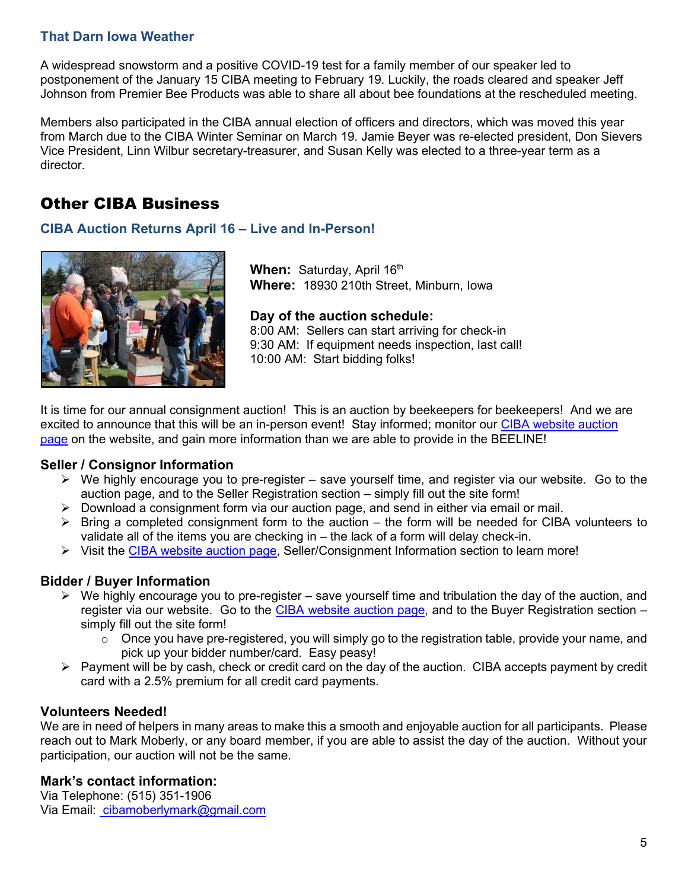### That Darn Iowa Weather

A widespread snowstorm and a positive COVID-19 test for a family member of our speaker led to postponement of the January 15 CIBA meeting to February 19. Luckily, the roads cleared and speaker Jeff Johnson from Premier Bee Products was able to share all about bee foundations at the rescheduled meeting.

Members also participated in the CIBA annual election of officers and directors, which was moved this year from March due to the CIBA Winter Seminar on March 19. Jamie Beyer was re-elected president, Don Sievers Vice President, Linn Wilbur secretary-treasurer, and Susan Kelly was elected to a three-year term as a director.

## Other CIBA Business

### CIBA Auction Returns April 16 – Live and In-Person!

**When:** Saturday, April 16th
**Where:** 18930 210th Street, Minburn, Iowa

**Day of the auction schedule:**
8:00 AM: Sellers can start arriving for check-in
9:30 AM: If equipment needs inspection, last call!
10:00 AM: Start bidding folks!

It is time for our annual consignment auction! This is an auction by beekeepers for beekeepers! And we are excited to announce that this will be an in-person event! Stay informed; monitor our CIBA website auction page on the website, and gain more information than we are able to provide in the BEELINE!

**Seller / Consignor Information**

- We highly encourage you to pre-register – save yourself time, and register via our website. Go to the auction page, and to the Seller Registration section – simply fill out the site form!
- Download a consignment form via our auction page, and send in either via email or mail.
- Bring a completed consignment form to the auction – the form will be needed for CIBA volunteers to validate all of the items you are checking in – the lack of a form will delay check-in.
- Visit the CIBA website auction page, Seller/Consignment Information section to learn more!

**Bidder / Buyer Information**

- We highly encourage you to pre-register – save yourself time and tribulation the day of the auction, and register via our website. Go to the CIBA website auction page, and to the Buyer Registration section – simply fill out the site form!
  - Once you have pre-registered, you will simply go to the registration table, provide your name, and pick up your bidder number/card. Easy peasy!
- Payment will be by cash, check or credit card on the day of the auction. CIBA accepts payment by credit card with a 2.5% premium for all credit card payments.

**Volunteers Needed!**
We are in need of helpers in many areas to make this a smooth and enjoyable auction for all participants. Please reach out to Mark Moberly, or any board member, if you are able to assist the day of the auction. Without your participation, our auction will not be the same.

**Mark's contact information:**
Via Telephone: (515) 351-1906
Via Email: cibamoberlymark@gmail.com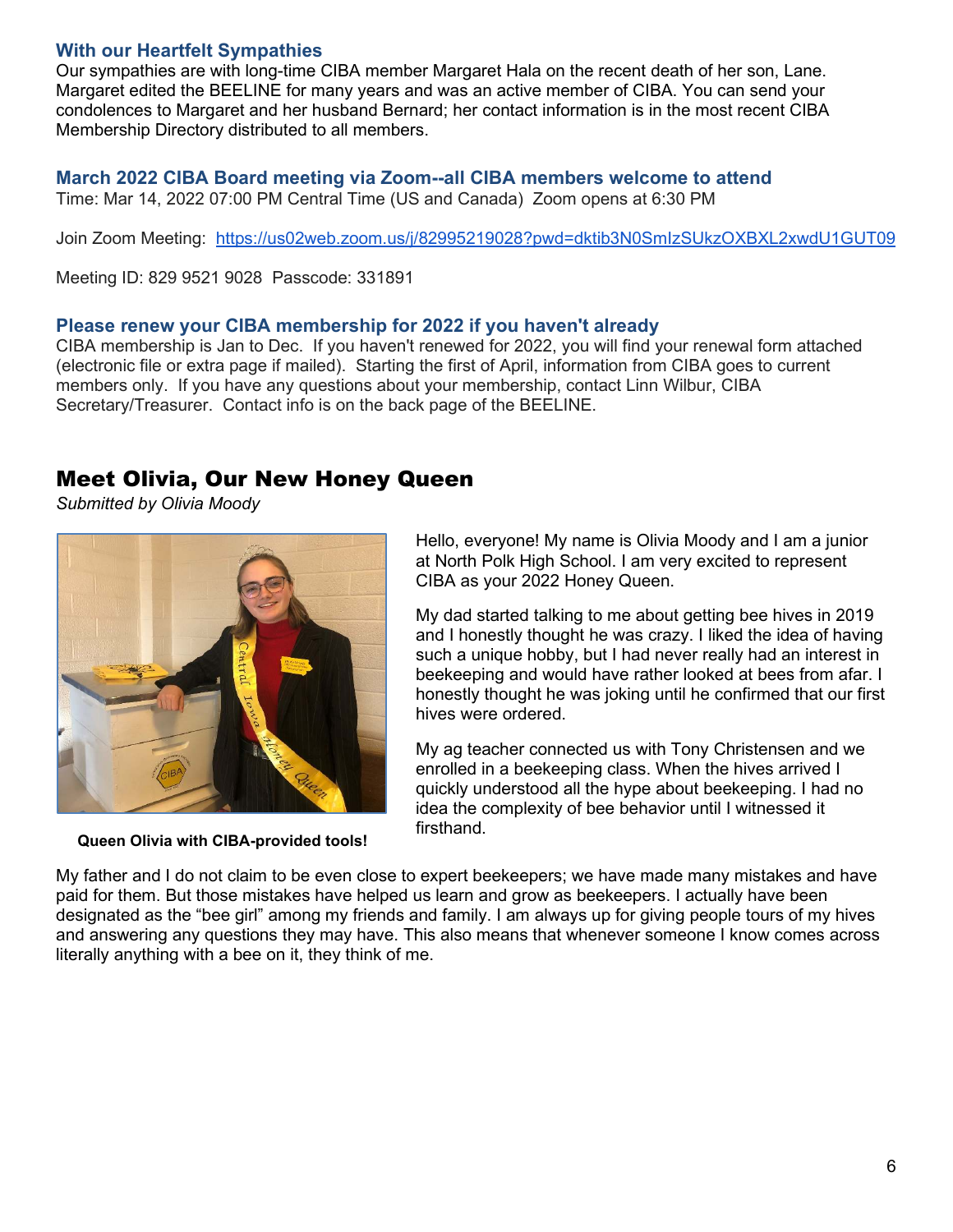### With our Heartfelt Sympathies

Our sympathies are with long-time CIBA member Margaret Hala on the recent death of her son, Lane. Margaret edited the BEELINE for many years and was an active member of CIBA. You can send your condolences to Margaret and her husband Bernard; her contact information is in the most recent CIBA Membership Directory distributed to all members.

### March 2022 CIBA Board meeting via Zoom--all CIBA members welcome to attend

Time: Mar 14, 2022 07:00 PM Central Time (US and Canada) Zoom opens at 6:30 PM

Join Zoom Meeting: https://us02web.zoom.us/j/82995219028?pwd=dktib3N0SmlzSUkzOXBXL2xwdU1GUT09

Meeting ID: 829 9521 9028 Passcode: 331891

### Please renew your CIBA membership for 2022 if you haven't already

CIBA membership is Jan to Dec. If you haven't renewed for 2022, you will find your renewal form attached (electronic file or extra page if mailed). Starting the first of April, information from CIBA goes to current members only. If you have any questions about your membership, contact Linn Wilbur, CIBA Secretary/Treasurer. Contact info is on the back page of the BEELINE.

## Meet Olivia, Our New Honey Queen

*Submitted by Olivia Moody*

**Queen Olivia with CIBA-provided tools!**

Hello, everyone! My name is Olivia Moody and I am a junior at North Polk High School. I am very excited to represent CIBA as your 2022 Honey Queen.

My dad started talking to me about getting bee hives in 2019 and I honestly thought he was crazy. I liked the idea of having such a unique hobby, but I had never really had an interest in beekeeping and would have rather looked at bees from afar. I honestly thought he was joking until he confirmed that our first hives were ordered.

My ag teacher connected us with Tony Christensen and we enrolled in a beekeeping class. When the hives arrived I quickly understood all the hype about beekeeping. I had no idea the complexity of bee behavior until I witnessed it firsthand.

My father and I do not claim to be even close to expert beekeepers; we have made many mistakes and have paid for them. But those mistakes have helped us learn and grow as beekeepers. I actually have been designated as the "bee girl" among my friends and family. I am always up for giving people tours of my hives and answering any questions they may have. This also means that whenever someone I know comes across literally anything with a bee on it, they think of me.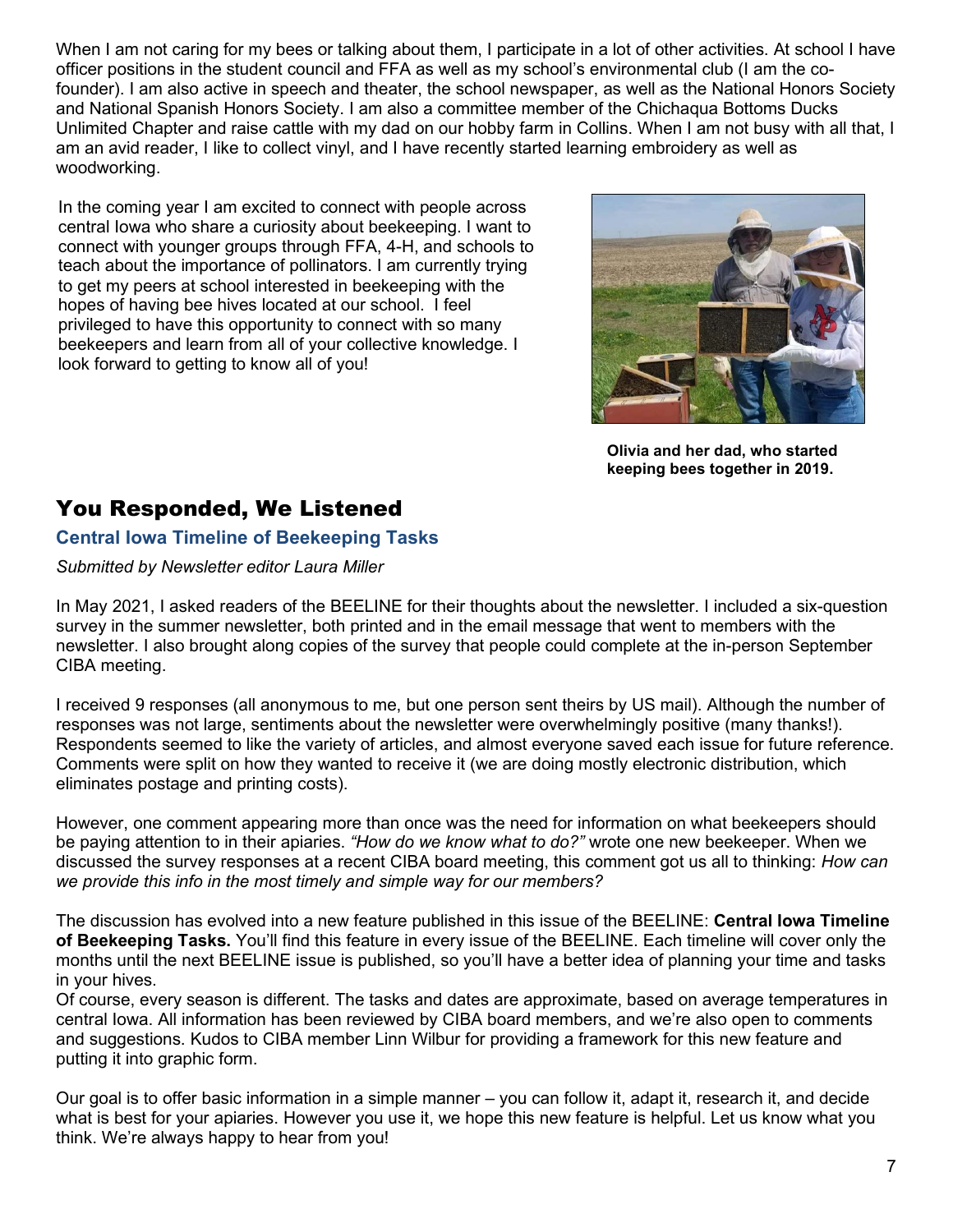When I am not caring for my bees or talking about them, I participate in a lot of other activities. At school I have officer positions in the student council and FFA as well as my school's environmental club (I am the co-founder). I am also active in speech and theater, the school newspaper, as well as the National Honors Society and National Spanish Honors Society. I am also a committee member of the Chichaqua Bottoms Ducks Unlimited Chapter and raise cattle with my dad on our hobby farm in Collins. When I am not busy with all that, I am an avid reader, I like to collect vinyl, and I have recently started learning embroidery as well as woodworking.

In the coming year I am excited to connect with people across central Iowa who share a curiosity about beekeeping. I want to connect with younger groups through FFA, 4-H, and schools to teach about the importance of pollinators. I am currently trying to get my peers at school interested in beekeeping with the hopes of having bee hives located at our school. I feel privileged to have this opportunity to connect with so many beekeepers and learn from all of your collective knowledge. I look forward to getting to know all of you!

**Olivia and her dad, who started keeping bees together in 2019.**

# You Responded, We Listened

### Central Iowa Timeline of Beekeeping Tasks

*Submitted by Newsletter editor Laura Miller*

In May 2021, I asked readers of the BEELINE for their thoughts about the newsletter. I included a six-question survey in the summer newsletter, both printed and in the email message that went to members with the newsletter. I also brought along copies of the survey that people could complete at the in-person September CIBA meeting.

I received 9 responses (all anonymous to me, but one person sent theirs by US mail). Although the number of responses was not large, sentiments about the newsletter were overwhelmingly positive (many thanks!). Respondents seemed to like the variety of articles, and almost everyone saved each issue for future reference. Comments were split on how they wanted to receive it (we are doing mostly electronic distribution, which eliminates postage and printing costs).

However, one comment appearing more than once was the need for information on what beekeepers should be paying attention to in their apiaries. *"How do we know what to do?"* wrote one new beekeeper. When we discussed the survey responses at a recent CIBA board meeting, this comment got us all to thinking: *How can we provide this info in the most timely and simple way for our members?*

The discussion has evolved into a new feature published in this issue of the BEELINE: **Central Iowa Timeline of Beekeeping Tasks.** You'll find this feature in every issue of the BEELINE. Each timeline will cover only the months until the next BEELINE issue is published, so you'll have a better idea of planning your time and tasks in your hives.

Of course, every season is different. The tasks and dates are approximate, based on average temperatures in central Iowa. All information has been reviewed by CIBA board members, and we're also open to comments and suggestions. Kudos to CIBA member Linn Wilbur for providing a framework for this new feature and putting it into graphic form.

Our goal is to offer basic information in a simple manner – you can follow it, adapt it, research it, and decide what is best for your apiaries. However you use it, we hope this new feature is helpful. Let us know what you think. We're always happy to hear from you!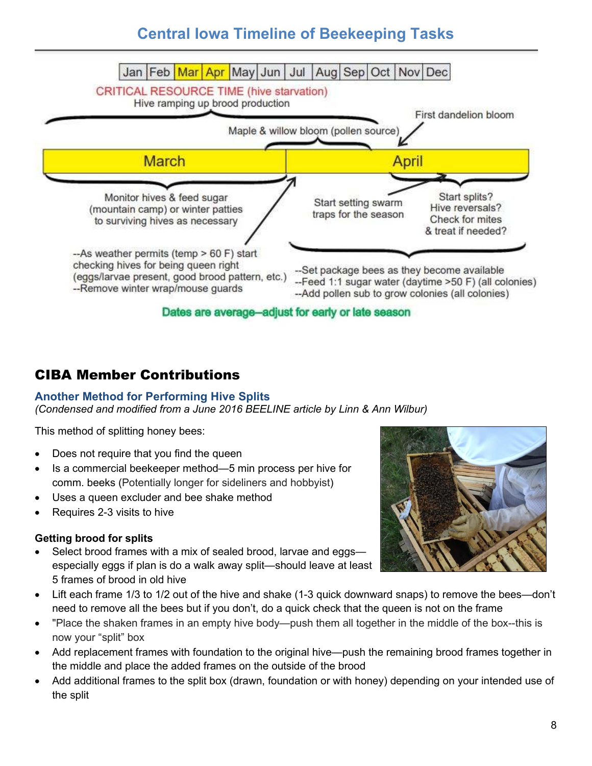## Central Iowa Timeline of Beekeeping Tasks

Jan | Feb | Mar | Apr | May | Jun | Jul | Aug | Sep | Oct | Nov | Dec

CRITICAL RESOURCE TIME (hive starvation)
Hive ramping up brood production

First dandelion bloom

Maple & willow bloom (pollen source)

**March** | **April**

Monitor hives & feed sugar (mountain camp) or winter patties to surviving hives as necessary

Start setting swarm traps for the season

Start splits? Hive reversals? Check for mites & treat if needed?

--As weather permits (temp > 60 F) start checking hives for being queen right (eggs/larvae present, good brood pattern, etc.)
--Remove winter wrap/mouse guards

--Set package bees as they become available
--Feed 1:1 sugar water (daytime >50 F) (all colonies)
--Add pollen sub to grow colonies (all colonies)

**Dates are average—adjust for early or late season**

## CIBA Member Contributions

### Another Method for Performing Hive Splits

*(Condensed and modified from a June 2016 BEELINE article by Linn & Ann Wilbur)*

This method of splitting honey bees:

- Does not require that you find the queen
- Is a commercial beekeeper method—5 min process per hive for comm. beeks (Potentially longer for sideliners and hobbyist)
- Uses a queen excluder and bee shake method
- Requires 2-3 visits to hive

**Getting brood for splits**

- Select brood frames with a mix of sealed brood, larvae and eggs—especially eggs if plan is do a walk away split—should leave at least 5 frames of brood in old hive
- Lift each frame 1/3 to 1/2 out of the hive and shake (1-3 quick downward snaps) to remove the bees—don't need to remove all the bees but if you don't, do a quick check that the queen is not on the frame
- "Place the shaken frames in an empty hive body—push them all together in the middle of the box--this is now your "split" box
- Add replacement frames with foundation to the original hive—push the remaining brood frames together in the middle and place the added frames on the outside of the brood
- Add additional frames to the split box (drawn, foundation or with honey) depending on your intended use of the split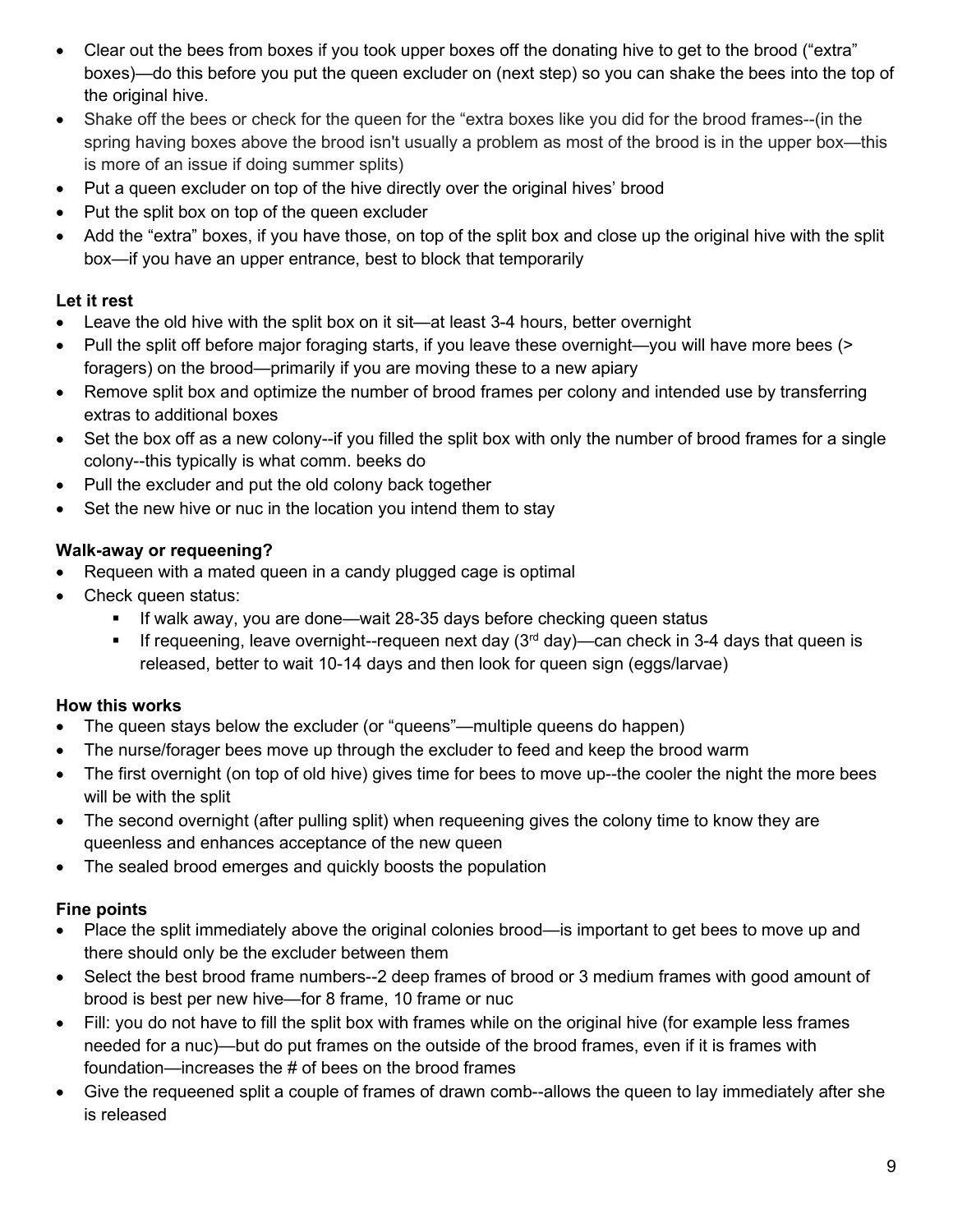- Clear out the bees from boxes if you took upper boxes off the donating hive to get to the brood ("extra" boxes)—do this before you put the queen excluder on (next step) so you can shake the bees into the top of the original hive.
- Shake off the bees or check for the queen for the "extra boxes like you did for the brood frames--(in the spring having boxes above the brood isn't usually a problem as most of the brood is in the upper box—this is more of an issue if doing summer splits)
- Put a queen excluder on top of the hive directly over the original hives' brood
- Put the split box on top of the queen excluder
- Add the "extra" boxes, if you have those, on top of the split box and close up the original hive with the split box—if you have an upper entrance, best to block that temporarily

**Let it rest**

- Leave the old hive with the split box on it sit—at least 3-4 hours, better overnight
- Pull the split off before major foraging starts, if you leave these overnight—you will have more bees (> foragers) on the brood—primarily if you are moving these to a new apiary
- Remove split box and optimize the number of brood frames per colony and intended use by transferring extras to additional boxes
- Set the box off as a new colony--if you filled the split box with only the number of brood frames for a single colony--this typically is what comm. beeks do
- Pull the excluder and put the old colony back together
- Set the new hive or nuc in the location you intend them to stay

**Walk-away or requeening?**

- Requeen with a mated queen in a candy plugged cage is optimal
- Check queen status:
  - If walk away, you are done—wait 28-35 days before checking queen status
  - If requeening, leave overnight--requeen next day (3rd day)—can check in 3-4 days that queen is released, better to wait 10-14 days and then look for queen sign (eggs/larvae)

**How this works**

- The queen stays below the excluder (or "queens"—multiple queens do happen)
- The nurse/forager bees move up through the excluder to feed and keep the brood warm
- The first overnight (on top of old hive) gives time for bees to move up--the cooler the night the more bees will be with the split
- The second overnight (after pulling split) when requeening gives the colony time to know they are queenless and enhances acceptance of the new queen
- The sealed brood emerges and quickly boosts the population

**Fine points**

- Place the split immediately above the original colonies brood—is important to get bees to move up and there should only be the excluder between them
- Select the best brood frame numbers--2 deep frames of brood or 3 medium frames with good amount of brood is best per new hive—for 8 frame, 10 frame or nuc
- Fill: you do not have to fill the split box with frames while on the original hive (for example less frames needed for a nuc)—but do put frames on the outside of the brood frames, even if it is frames with foundation—increases the # of bees on the brood frames
- Give the requeened split a couple of frames of drawn comb--allows the queen to lay immediately after she is released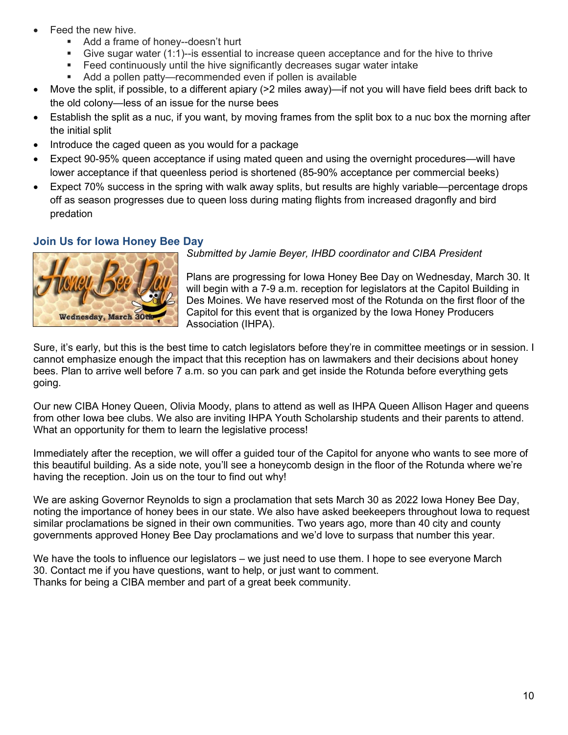- Feed the new hive.
  - Add a frame of honey--doesn't hurt
  - Give sugar water (1:1)--is essential to increase queen acceptance and for the hive to thrive
  - Feed continuously until the hive significantly decreases sugar water intake
  - Add a pollen patty—recommended even if pollen is available
- Move the split, if possible, to a different apiary (>2 miles away)—if not you will have field bees drift back to the old colony—less of an issue for the nurse bees
- Establish the split as a nuc, if you want, by moving frames from the split box to a nuc box the morning after the initial split
- Introduce the caged queen as you would for a package
- Expect 90-95% queen acceptance if using mated queen and using the overnight procedures—will have lower acceptance if that queenless period is shortened (85-90% acceptance per commercial beeks)
- Expect 70% success in the spring with walk away splits, but results are highly variable—percentage drops off as season progresses due to queen loss during mating flights from increased dragonfly and bird predation

## Join Us for Iowa Honey Bee Day

*Submitted by Jamie Beyer, IHBD coordinator and CIBA President*

Plans are progressing for Iowa Honey Bee Day on Wednesday, March 30. It will begin with a 7-9 a.m. reception for legislators at the Capitol Building in Des Moines. We have reserved most of the Rotunda on the first floor of the Capitol for this event that is organized by the Iowa Honey Producers Association (IHPA).

Sure, it's early, but this is the best time to catch legislators before they're in committee meetings or in session. I cannot emphasize enough the impact that this reception has on lawmakers and their decisions about honey bees. Plan to arrive well before 7 a.m. so you can park and get inside the Rotunda before everything gets going.

Our new CIBA Honey Queen, Olivia Moody, plans to attend as well as IHPA Queen Allison Hager and queens from other Iowa bee clubs. We also are inviting IHPA Youth Scholarship students and their parents to attend. What an opportunity for them to learn the legislative process!

Immediately after the reception, we will offer a guided tour of the Capitol for anyone who wants to see more of this beautiful building. As a side note, you'll see a honeycomb design in the floor of the Rotunda where we're having the reception. Join us on the tour to find out why!

We are asking Governor Reynolds to sign a proclamation that sets March 30 as 2022 Iowa Honey Bee Day, noting the importance of honey bees in our state. We also have asked beekeepers throughout Iowa to request similar proclamations be signed in their own communities. Two years ago, more than 40 city and county governments approved Honey Bee Day proclamations and we'd love to surpass that number this year.

We have the tools to influence our legislators – we just need to use them. I hope to see everyone March 30. Contact me if you have questions, want to help, or just want to comment.
Thanks for being a CIBA member and part of a great beek community.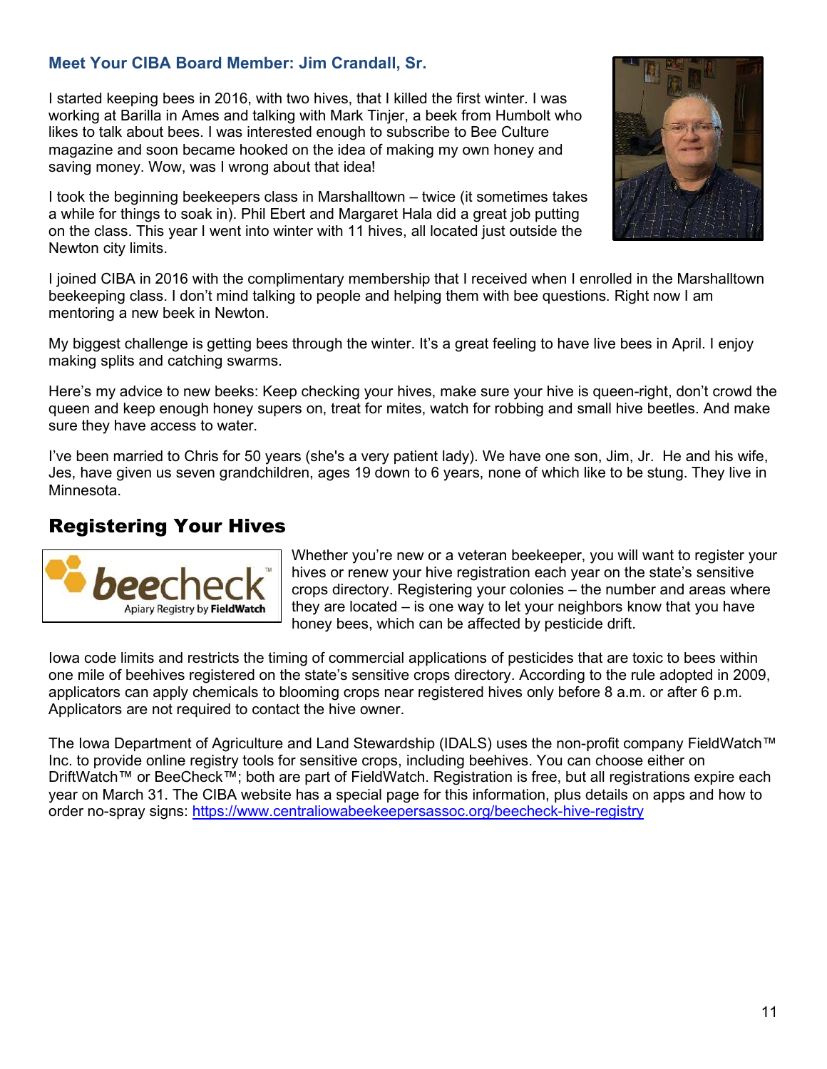### Meet Your CIBA Board Member: Jim Crandall, Sr.

I started keeping bees in 2016, with two hives, that I killed the first winter. I was working at Barilla in Ames and talking with Mark Tinjer, a beek from Humbolt who likes to talk about bees. I was interested enough to subscribe to Bee Culture magazine and soon became hooked on the idea of making my own honey and saving money. Wow, was I wrong about that idea!

I took the beginning beekeepers class in Marshalltown – twice (it sometimes takes a while for things to soak in). Phil Ebert and Margaret Hala did a great job putting on the class. This year I went into winter with 11 hives, all located just outside the Newton city limits.

I joined CIBA in 2016 with the complimentary membership that I received when I enrolled in the Marshalltown beekeeping class. I don't mind talking to people and helping them with bee questions. Right now I am mentoring a new beek in Newton.

My biggest challenge is getting bees through the winter. It's a great feeling to have live bees in April. I enjoy making splits and catching swarms.

Here's my advice to new beeks: Keep checking your hives, make sure your hive is queen-right, don't crowd the queen and keep enough honey supers on, treat for mites, watch for robbing and small hive beetles. And make sure they have access to water.

I've been married to Chris for 50 years (she's a very patient lady). We have one son, Jim, Jr. He and his wife, Jes, have given us seven grandchildren, ages 19 down to 6 years, none of which like to be stung. They live in Minnesota.

## Registering Your Hives

Whether you're new or a veteran beekeeper, you will want to register your hives or renew your hive registration each year on the state's sensitive crops directory. Registering your colonies – the number and areas where they are located – is one way to let your neighbors know that you have honey bees, which can be affected by pesticide drift.

Iowa code limits and restricts the timing of commercial applications of pesticides that are toxic to bees within one mile of beehives registered on the state's sensitive crops directory. According to the rule adopted in 2009, applicators can apply chemicals to blooming crops near registered hives only before 8 a.m. or after 6 p.m. Applicators are not required to contact the hive owner.

The Iowa Department of Agriculture and Land Stewardship (IDALS) uses the non-profit company FieldWatch™ Inc. to provide online registry tools for sensitive crops, including beehives. You can choose either on DriftWatch™ or BeeCheck™; both are part of FieldWatch. Registration is free, but all registrations expire each year on March 31. The CIBA website has a special page for this information, plus details on apps and how to order no-spray signs: https://www.centraliowabeekeepersassoc.org/beecheck-hive-registry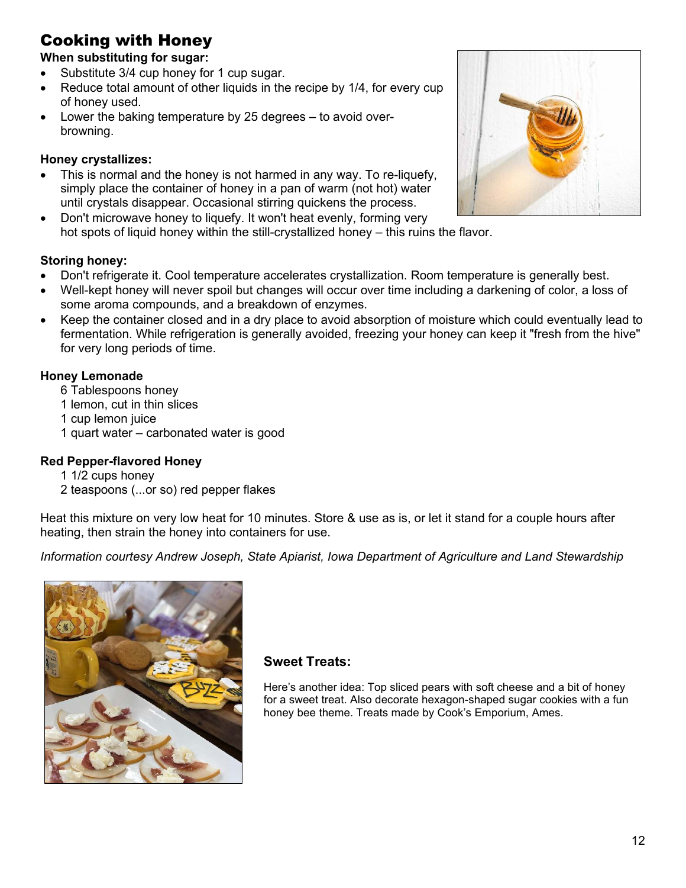## Cooking with Honey

**When substituting for sugar:**

- Substitute 3/4 cup honey for 1 cup sugar.
- Reduce total amount of other liquids in the recipe by 1/4, for every cup of honey used.
- Lower the baking temperature by 25 degrees – to avoid over-browning.

**Honey crystallizes:**

- This is normal and the honey is not harmed in any way. To re-liquefy, simply place the container of honey in a pan of warm (not hot) water until crystals disappear. Occasional stirring quickens the process.
- Don't microwave honey to liquefy. It won't heat evenly, forming very hot spots of liquid honey within the still-crystallized honey – this ruins the flavor.

**Storing honey:**

- Don't refrigerate it. Cool temperature accelerates crystallization. Room temperature is generally best.
- Well-kept honey will never spoil but changes will occur over time including a darkening of color, a loss of some aroma compounds, and a breakdown of enzymes.
- Keep the container closed and in a dry place to avoid absorption of moisture which could eventually lead to fermentation. While refrigeration is generally avoided, freezing your honey can keep it "fresh from the hive" for very long periods of time.

**Honey Lemonade**

6 Tablespoons honey
1 lemon, cut in thin slices
1 cup lemon juice
1 quart water – carbonated water is good

**Red Pepper-flavored Honey**

1 1/2 cups honey
2 teaspoons (...or so) red pepper flakes

Heat this mixture on very low heat for 10 minutes. Store & use as is, or let it stand for a couple hours after heating, then strain the honey into containers for use.

*Information courtesy Andrew Joseph, State Apiarist, Iowa Department of Agriculture and Land Stewardship*

**Sweet Treats:**

Here's another idea: Top sliced pears with soft cheese and a bit of honey for a sweet treat. Also decorate hexagon-shaped sugar cookies with a fun honey bee theme. Treats made by Cook's Emporium, Ames.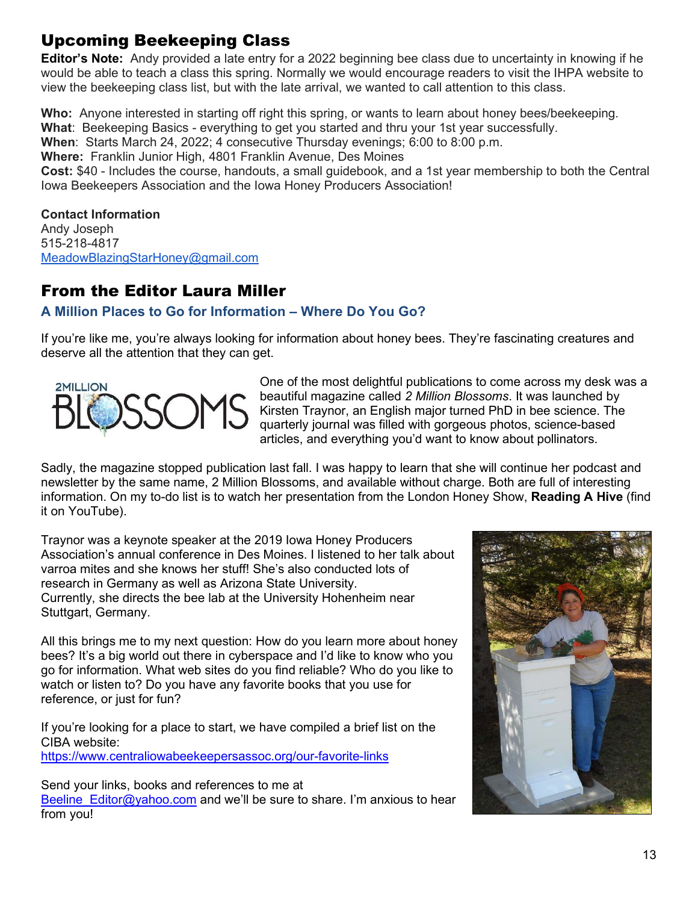## Upcoming Beekeeping Class

**Editor's Note:** Andy provided a late entry for a 2022 beginning bee class due to uncertainty in knowing if he would be able to teach a class this spring. Normally we would encourage readers to visit the IHPA website to view the beekeeping class list, but with the late arrival, we wanted to call attention to this class.

**Who:** Anyone interested in starting off right this spring, or wants to learn about honey bees/beekeeping.
**What**: Beekeeping Basics - everything to get you started and thru your 1st year successfully.
**When**: Starts March 24, 2022; 4 consecutive Thursday evenings; 6:00 to 8:00 p.m.
**Where:** Franklin Junior High, 4801 Franklin Avenue, Des Moines
**Cost:** $40 - Includes the course, handouts, a small guidebook, and a 1st year membership to both the Central Iowa Beekeepers Association and the Iowa Honey Producers Association!

**Contact Information**
Andy Joseph
515-218-4817
MeadowBlazingStarHoney@gmail.com

## From the Editor Laura Miller

### A Million Places to Go for Information – Where Do You Go?

If you're like me, you're always looking for information about honey bees. They're fascinating creatures and deserve all the attention that they can get.

One of the most delightful publications to come across my desk was a beautiful magazine called *2 Million Blossoms*. It was launched by Kirsten Traynor, an English major turned PhD in bee science. The quarterly journal was filled with gorgeous photos, science-based articles, and everything you'd want to know about pollinators.

Sadly, the magazine stopped publication last fall. I was happy to learn that she will continue her podcast and newsletter by the same name, 2 Million Blossoms, and available without charge. Both are full of interesting information. On my to-do list is to watch her presentation from the London Honey Show, **Reading A Hive** (find it on YouTube).

Traynor was a keynote speaker at the 2019 Iowa Honey Producers Association's annual conference in Des Moines. I listened to her talk about varroa mites and she knows her stuff! She's also conducted lots of research in Germany as well as Arizona State University. Currently, she directs the bee lab at the University Hohenheim near Stuttgart, Germany.

All this brings me to my next question: How do you learn more about honey bees? It's a big world out there in cyberspace and I'd like to know who you go for information. What web sites do you find reliable? Who do you like to watch or listen to? Do you have any favorite books that you use for reference, or just for fun?

If you're looking for a place to start, we have compiled a brief list on the CIBA website:
https://www.centraliowabeekeepersassoc.org/our-favorite-links

Send your links, books and references to me at Beeline_Editor@yahoo.com and we'll be sure to share. I'm anxious to hear from you!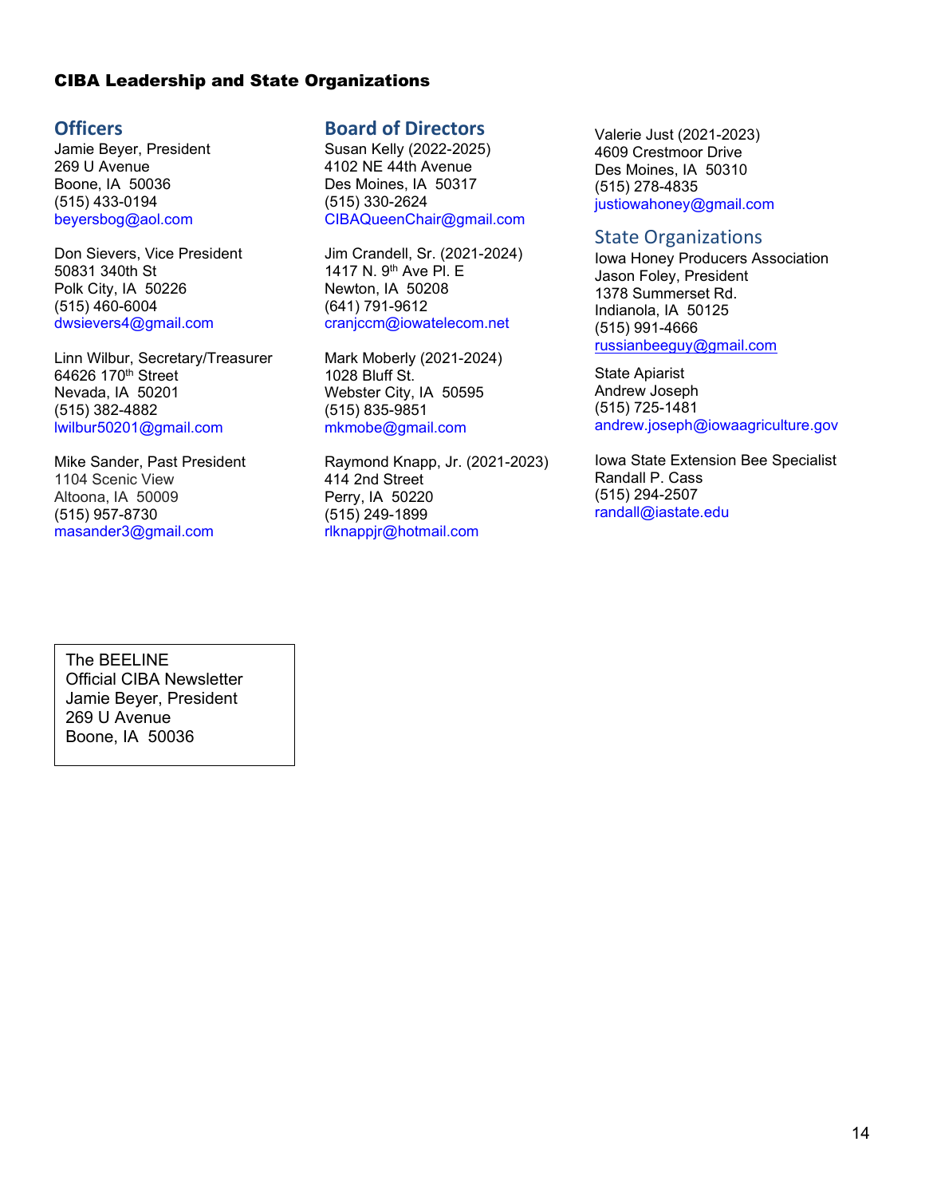**CIBA Leadership and State Organizations**

## Officers

Jamie Beyer, President
269 U Avenue
Boone, IA 50036
(515) 433-0194
beyersbog@aol.com

Don Sievers, Vice President
50831 340th St
Polk City, IA 50226
(515) 460-6004
dwsievers4@gmail.com

Linn Wilbur, Secretary/Treasurer
64626 170th Street
Nevada, IA 50201
(515) 382-4882
lwilbur50201@gmail.com

Mike Sander, Past President
1104 Scenic View
Altoona, IA 50009
(515) 957-8730
masander3@gmail.com

## Board of Directors

Susan Kelly (2022-2025)
4102 NE 44th Avenue
Des Moines, IA 50317
(515) 330-2624
CIBAQueenChair@gmail.com

Jim Crandell, Sr. (2021-2024)
1417 N. 9th Ave Pl. E
Newton, IA 50208
(641) 791-9612
cranjccm@iowatelecom.net

Mark Moberly (2021-2024)
1028 Bluff St.
Webster City, IA 50595
(515) 835-9851
mkmobe@gmail.com

Raymond Knapp, Jr. (2021-2023)
414 2nd Street
Perry, IA 50220
(515) 249-1899
rlknappjr@hotmail.com

Valerie Just (2021-2023)
4609 Crestmoor Drive
Des Moines, IA 50310
(515) 278-4835
justiowahoney@gmail.com

## State Organizations

Iowa Honey Producers Association
Jason Foley, President
1378 Summerset Rd.
Indianola, IA 50125
(515) 991-4666
russianbeeguy@gmail.com

State Apiarist
Andrew Joseph
(515) 725-1481
andrew.joseph@iowaagriculture.gov

Iowa State Extension Bee Specialist
Randall P. Cass
(515) 294-2507
randall@iastate.edu

The BEELINE
Official CIBA Newsletter
Jamie Beyer, President
269 U Avenue
Boone, IA 50036